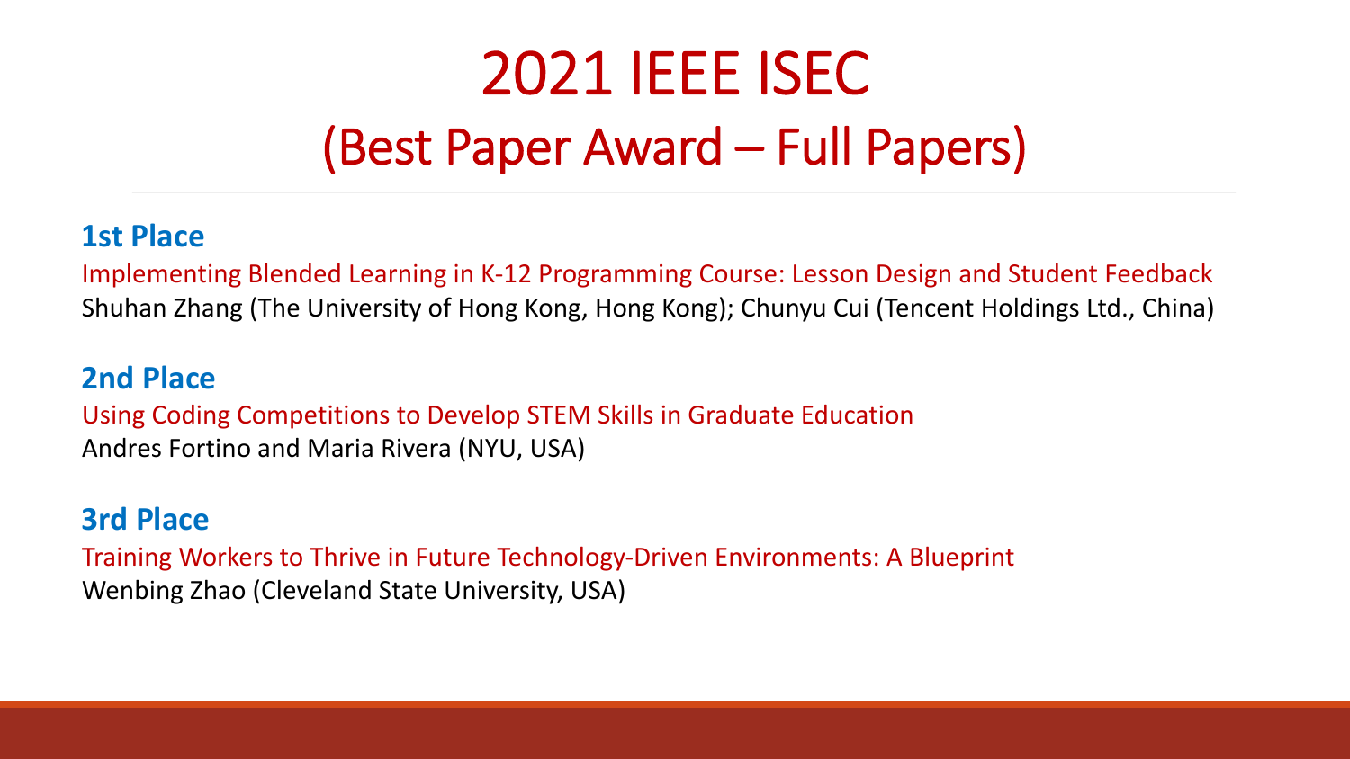# 2021 IEEE ISEC

## (Best Paper Award – Full Papers)

### 1st Place

Implementing Blended Learning in K-12 Programming Course: Lesson Design and Student Feedback

Shuhan Zhang (The University of Hong Kong, Hong Kong); Chunyu Cui (Tencent Holdings Ltd., China)

### 2nd Place

Using Coding Competitions to Develop STEM Skills in Graduate Education

Andres Fortino and Maria Rivera (NYU, USA)

### 3rd Place

Training Workers to Thrive in Future Technology-Driven Environments: A Blueprint

Wenbing Zhao (Cleveland State University, USA)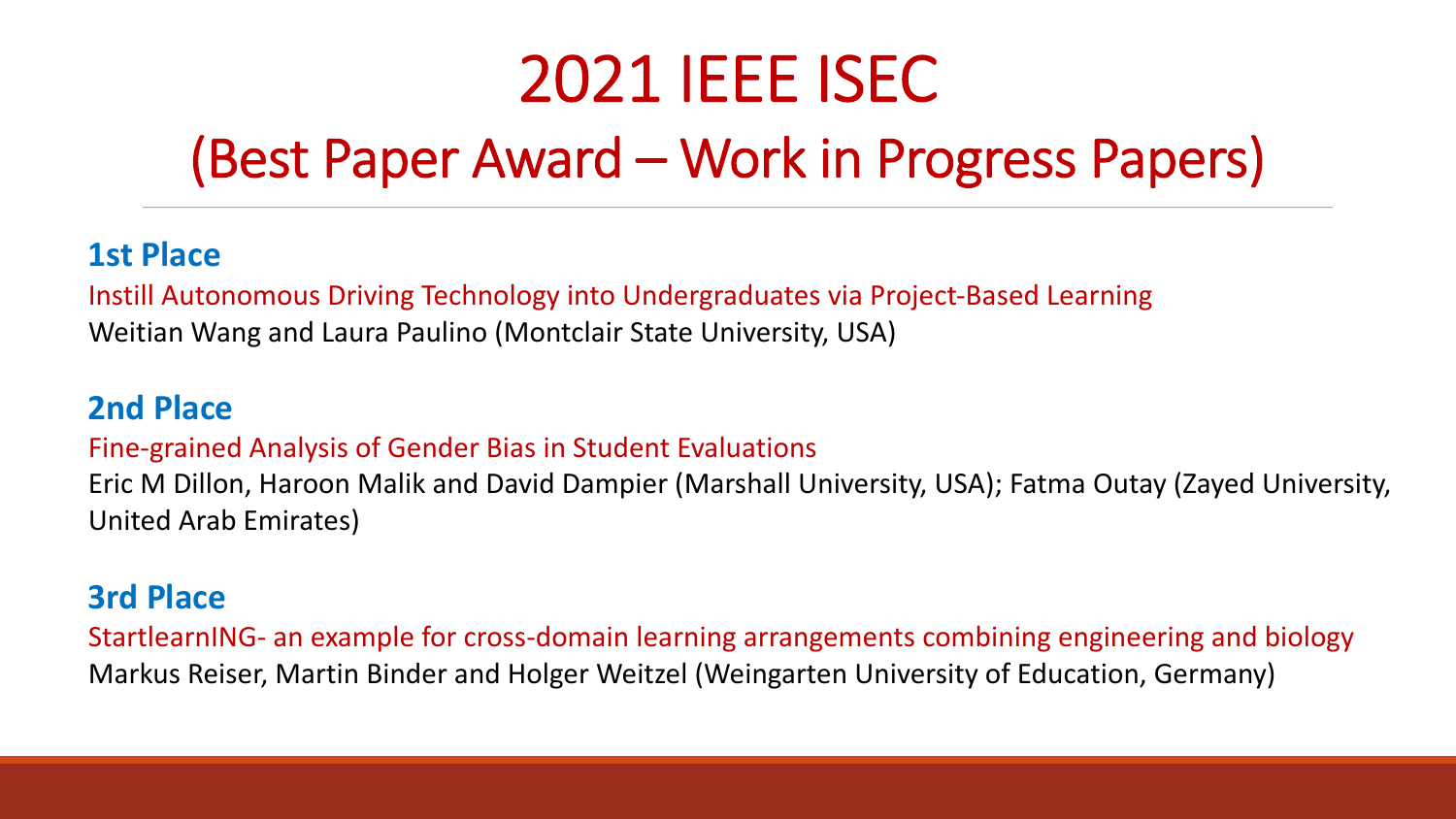# 2021 IEEE ISEC

## (Best Paper Award – Work in Progress Papers)

### 1st Place

Instill Autonomous Driving Technology into Undergraduates via Project-Based Learning

Weitian Wang and Laura Paulino (Montclair State University, USA)

### 2nd Place

Fine-grained Analysis of Gender Bias in Student Evaluations

Eric M Dillon, Haroon Malik and David Dampier (Marshall University, USA); Fatma Outay (Zayed University, United Arab Emirates)

### 3rd Place

StartlearnING- an example for cross-domain learning arrangements combining engineering and biology

Markus Reiser, Martin Binder and Holger Weitzel (Weingarten University of Education, Germany)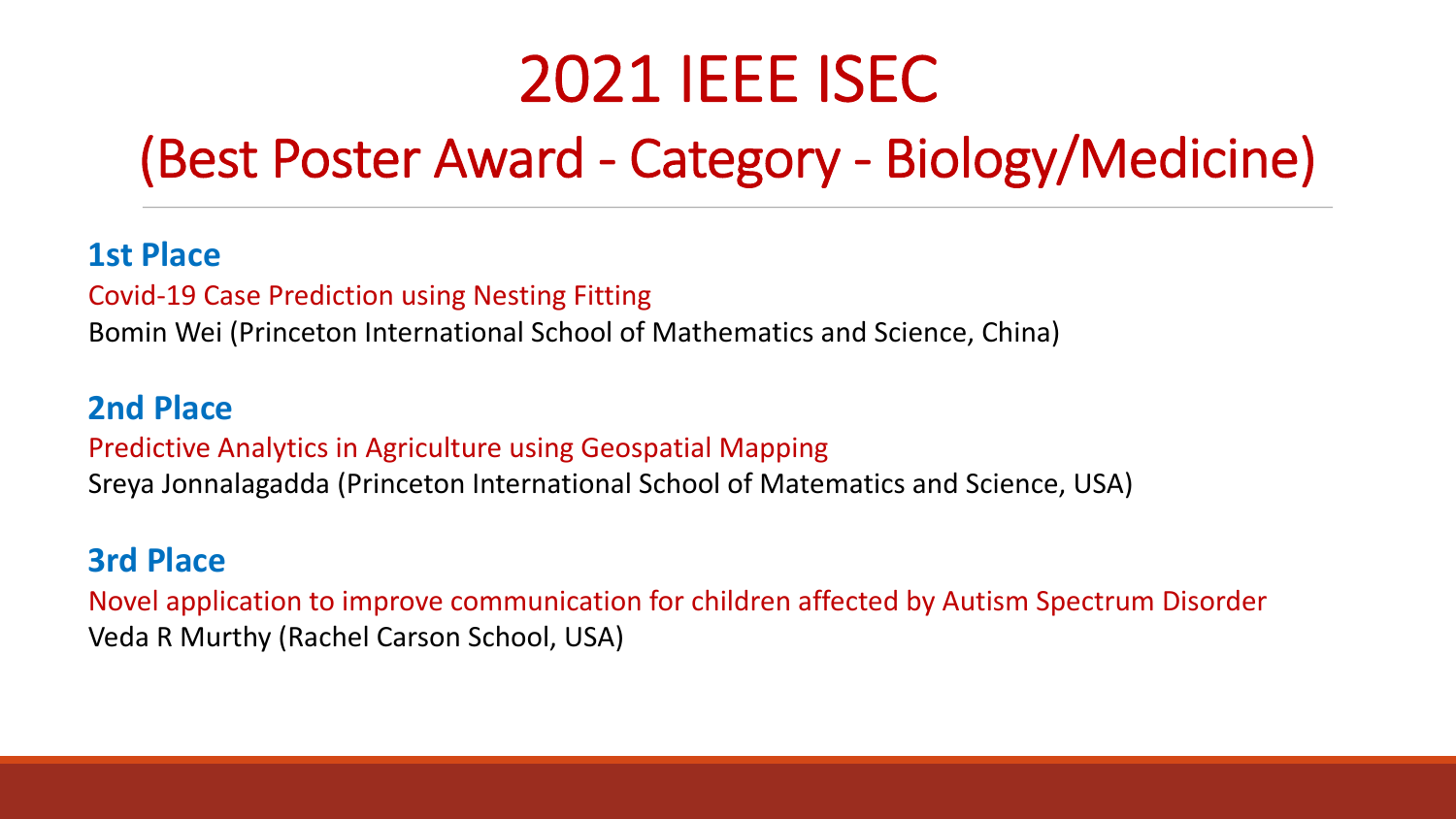# 2021 IEEE ISEC

## (Best Poster Award - Category - Biology/Medicine)

### 1st Place

Covid-19 Case Prediction using Nesting Fitting

Bomin Wei (Princeton International School of Mathematics and Science, China)

### 2nd Place

Predictive Analytics in Agriculture using Geospatial Mapping

Sreya Jonnalagadda (Princeton International School of Matematics and Science, USA)

### 3rd Place

Novel application to improve communication for children affected by Autism Spectrum Disorder

Veda R Murthy (Rachel Carson School, USA)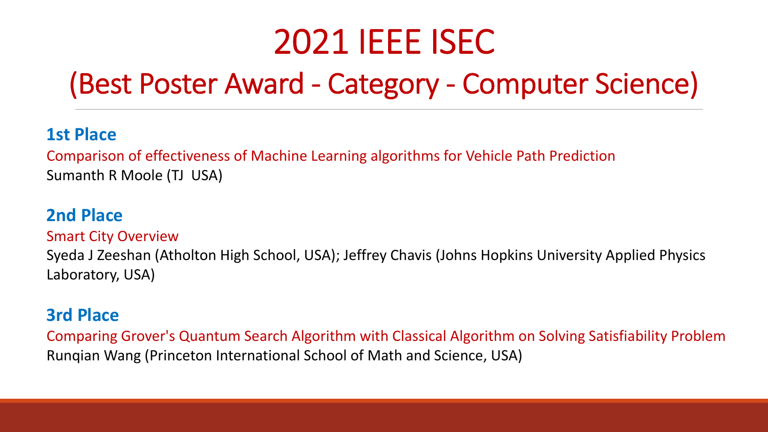# 2021 IEEE ISEC

## (Best Poster Award - Category - Computer Science)

### 1st Place

Comparison of effectiveness of Machine Learning algorithms for Vehicle Path Prediction

Sumanth R Moole (TJ USA)

### 2nd Place

Smart City Overview

Syeda J Zeeshan (Atholton High School, USA); Jeffrey Chavis (Johns Hopkins University Applied Physics Laboratory, USA)

### 3rd Place

Comparing Grover's Quantum Search Algorithm with Classical Algorithm on Solving Satisfiability Problem

Runqian Wang (Princeton International School of Math and Science, USA)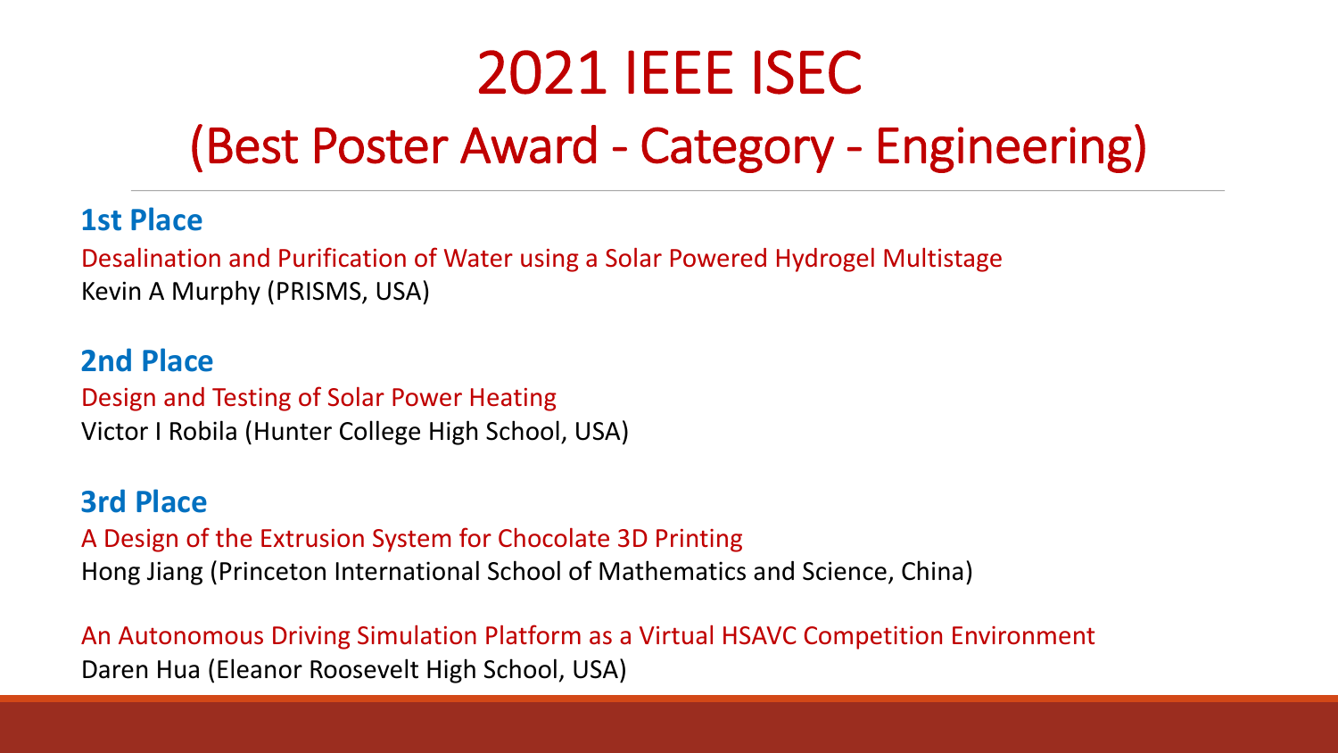# 2021 IEEE ISEC

## (Best Poster Award - Category - Engineering)

### 1st Place

Desalination and Purification of Water using a Solar Powered Hydrogel Multistage

Kevin A Murphy (PRISMS, USA)

### 2nd Place

Design and Testing of Solar Power Heating

Victor I Robila (Hunter College High School, USA)

### 3rd Place

A Design of the Extrusion System for Chocolate 3D Printing

Hong Jiang (Princeton International School of Mathematics and Science, China)

An Autonomous Driving Simulation Platform as a Virtual HSAVC Competition Environment

Daren Hua (Eleanor Roosevelt High School, USA)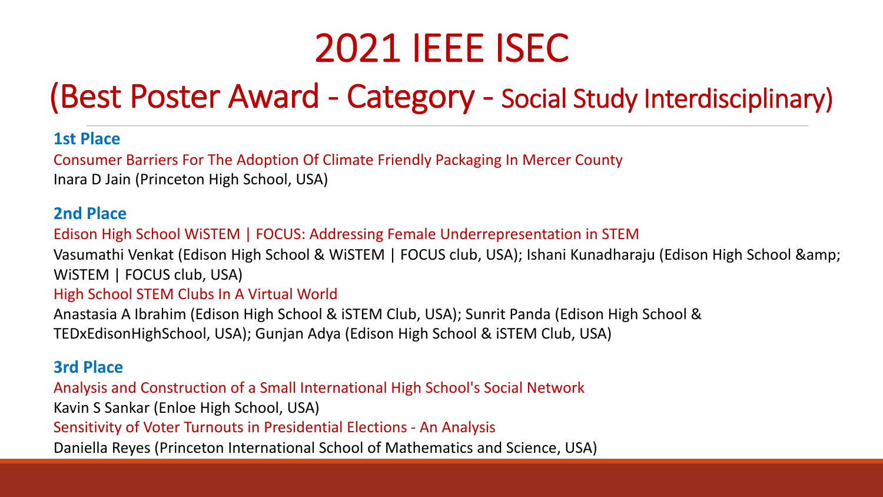# 2021 IEEE ISEC

## (Best Poster Award - Category - Social Study Interdisciplinary)

### 1st Place

Consumer Barriers For The Adoption Of Climate Friendly Packaging In Mercer County

Inara D Jain (Princeton High School, USA)

### 2nd Place

Edison High School WiSTEM | FOCUS: Addressing Female Underrepresentation in STEM

Vasumathi Venkat (Edison High School & WiSTEM | FOCUS club, USA); Ishani Kunadharaju (Edison High School &amp; WiSTEM | FOCUS club, USA)

High School STEM Clubs In A Virtual World

Anastasia A Ibrahim (Edison High School & iSTEM Club, USA); Sunrit Panda (Edison High School & TEDxEdisonHighSchool, USA); Gunjan Adya (Edison High School & iSTEM Club, USA)

### 3rd Place

Analysis and Construction of a Small International High School's Social Network

Kavin S Sankar (Enloe High School, USA)

Sensitivity of Voter Turnouts in Presidential Elections - An Analysis

Daniella Reyes (Princeton International School of Mathematics and Science, USA)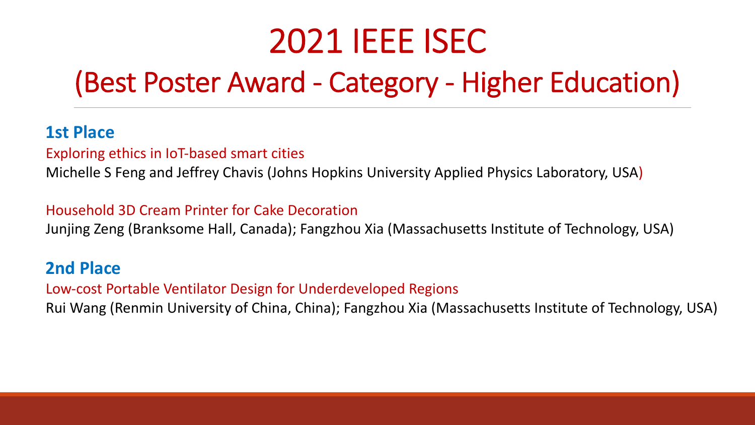# 2021 IEEE ISEC

## (Best Poster Award - Category - Higher Education)

### 1st Place

Exploring ethics in IoT-based smart cities

Michelle S Feng and Jeffrey Chavis (Johns Hopkins University Applied Physics Laboratory, USA)

Household 3D Cream Printer for Cake Decoration

Junjing Zeng (Branksome Hall, Canada); Fangzhou Xia (Massachusetts Institute of Technology, USA)

### 2nd Place

Low-cost Portable Ventilator Design for Underdeveloped Regions

Rui Wang (Renmin University of China, China); Fangzhou Xia (Massachusetts Institute of Technology, USA)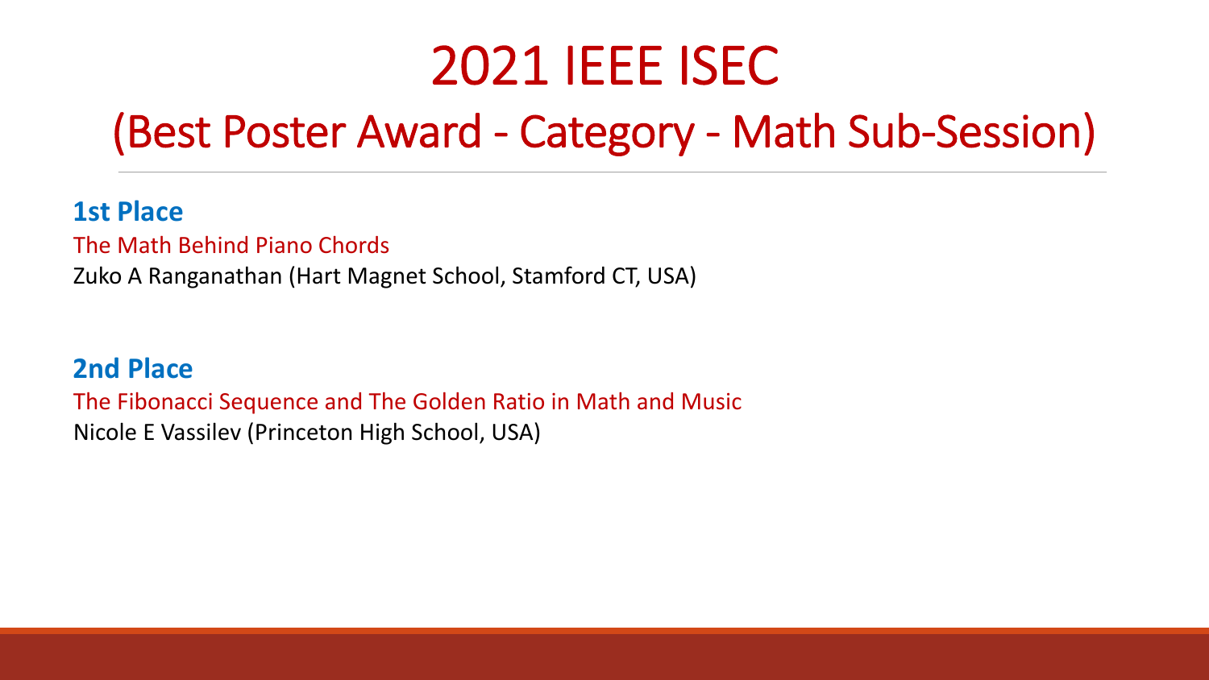# 2021 IEEE ISEC

## (Best Poster Award - Category - Math Sub-Session)

**1st Place**

The Math Behind Piano Chords

Zuko A Ranganathan (Hart Magnet School, Stamford CT, USA)

**2nd Place**

The Fibonacci Sequence and The Golden Ratio in Math and Music

Nicole E Vassilev (Princeton High School, USA)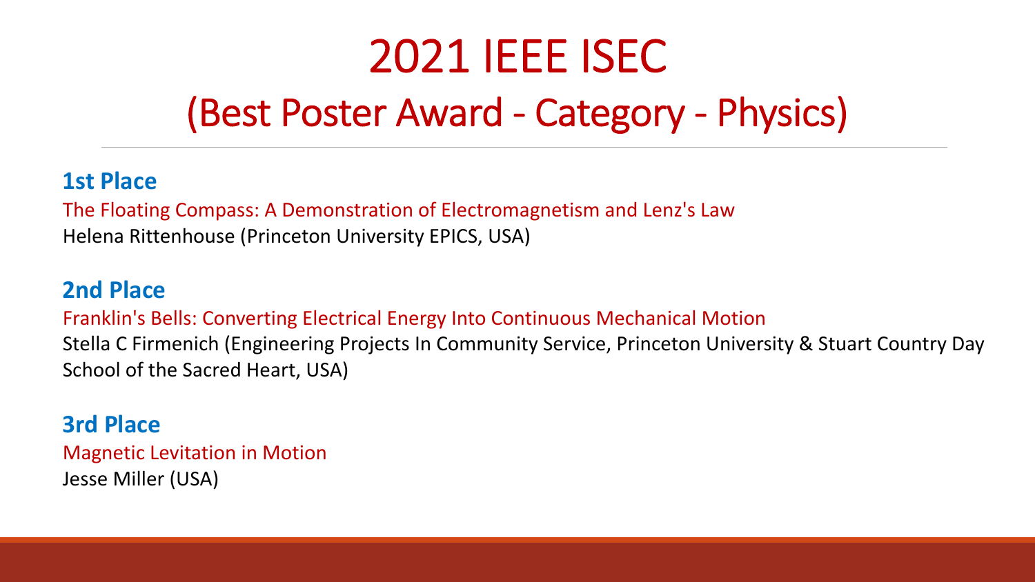# 2021 IEEE ISEC

## (Best Poster Award - Category - Physics)

**1st Place**

The Floating Compass: A Demonstration of Electromagnetism and Lenz's Law

Helena Rittenhouse (Princeton University EPICS, USA)

**2nd Place**

Franklin's Bells: Converting Electrical Energy Into Continuous Mechanical Motion

Stella C Firmenich (Engineering Projects In Community Service, Princeton University & Stuart Country Day School of the Sacred Heart, USA)

**3rd Place**

Magnetic Levitation in Motion

Jesse Miller (USA)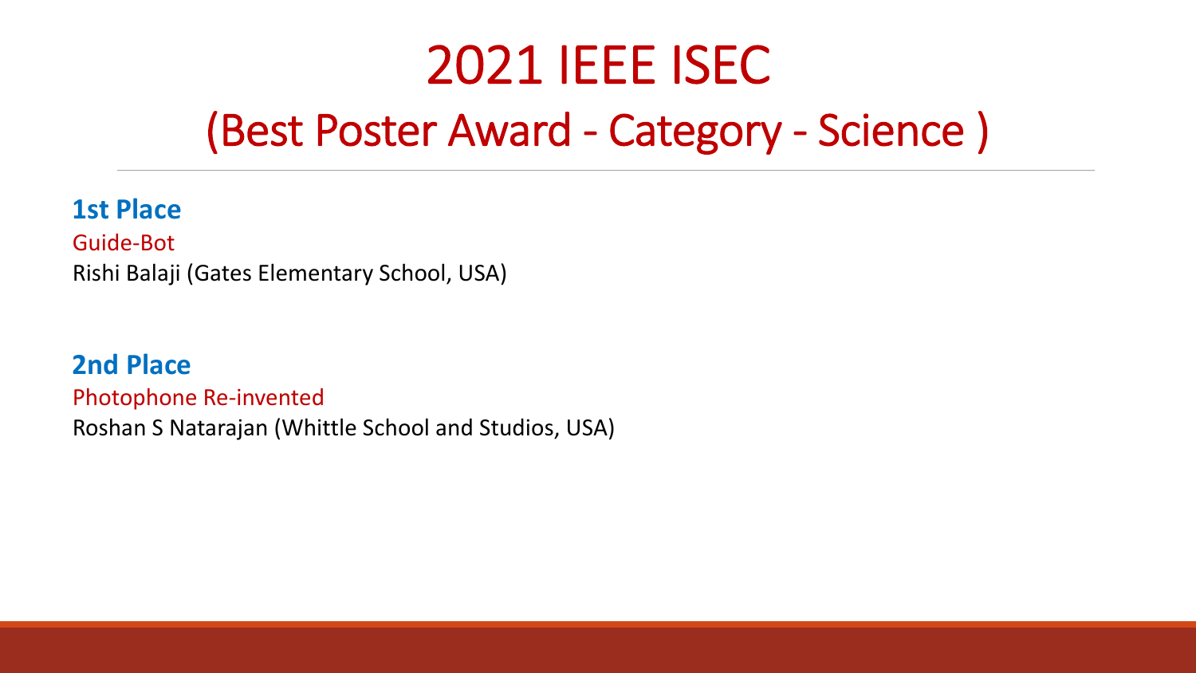# 2021 IEEE ISEC

## (Best Poster Award - Category - Science )

**1st Place**

Guide-Bot

Rishi Balaji (Gates Elementary School, USA)

**2nd Place**

Photophone Re-invented

Roshan S Natarajan (Whittle School and Studios, USA)